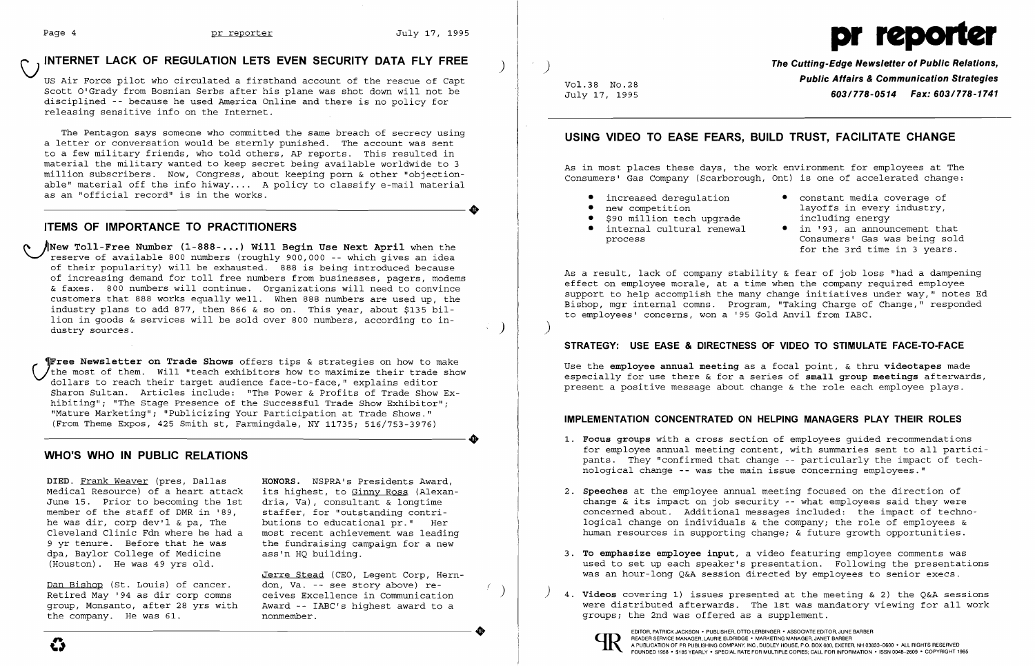## INTERNET LACK OF REGULATION LETS EVEN SECURITY DATA FLY FREE

US Air Force pilot who circulated a firsthand account of the rescue of Capt Scott O'Grady from Bosnian Serbs after his plane was shot down will not be disciplined -- because he used America Online and there is no policy for releasing sensitive info on the Internet.

The Pentagon says someone who committed the same breach of secrecy using a letter or conversation would be sternly punished. The account was sent to a few military friends, who told others, AP reports. This resulted in material the military wanted to keep secret being available worldwide to 3 million subscribers. Now, Congress, about keeping porn & other "objectionable" material off the info hiway.... A policy to classify e-mail material as an "official record" is in the works.

## ITEMS OF IMPORTANCE TO PRACTITIONERS

**New Toll-Free Number (1-888-...) Will Begin Use Next April** when the reserve of available 800 numbers (roughly 900,000 -- which gives an idea of their popularity) will be exhausted. 888 is being introduced because of increasing demand for toll free numbers from businesses, pagers, modems & faxes. 800 numbers will continue. Organizations will need to convince customers that 888 works equally well. When 888 numbers are used up, the industry plans to add 877, then 866 & so on. This year, about $135 billion in goods & services will be sold over 800 numbers, according to industry sources.

**Free Newsletter on Trade Shows** offers tips & strategies on how to make the most of them. Will "teach exhibitors how to maximize their trade show dollars to reach their target audience face-to-face," explains editor Sharon Sultan. Articles include: "The Power & Profits of Trade Show Exhibiting"; "The Stage Presence of the Successful Trade Show Exhibitor"; "Mature Marketing"; "Publicizing Your Participation at Trade Shows." (From Theme Expos, 425 Smith st, Farmingdale, NY 11735; 516/753-3976)

## WHO'S WHO IN PUBLIC RELATIONS

**DIED.** Frank Weaver (pres, Dallas Medical Resource) of a heart attack June 15. Prior to becoming the 1st member of the staff of DMR in '89, he was dir, corp dev'l & pa, The Cleveland Clinic Fdn where he had a 9 yr tenure. Before that he was dpa, Baylor College of Medicine (Houston). He was 49 yrs old.

Dan Bishop (St. Louis) of cancer. Retired May '94 as dir corp comns group, Monsanto, after 28 yrs with the company. He was 61.

**HONORS.** NSPRA's Presidents Award, its highest, to Ginny Ross (Alexandria, Va), consultant & longtime staffer, for "outstanding contributions to educational pr." Her most recent achievement was leading the fundraising campaign for a new ass'n HQ building.

Jerre Stead (CEO, Legent Corp, Herndon, Va. -- see story above) receives Excellence in Communication Award -- IABC's highest award to a nonmember.

# pr reporter

**The Cutting-Edge Newsletter of Public Relations, Public Affairs & Communication Strategies**
**603/778-0514 Fax: 603/778-1741**

Vol.38 No.28
July 17, 1995

## USING VIDEO TO EASE FEARS, BUILD TRUST, FACILITATE CHANGE

As in most places these days, the work environment for employees at The Consumers' Gas Company (Scarborough, Ont) is one of accelerated change:

- increased deregulation
- new competition
- $90 million tech upgrade
- internal cultural renewal process
- constant media coverage of layoffs in every industry, including energy
- in '93, an announcement that Consumers' Gas was being sold for the 3rd time in 3 years.

As a result, lack of company stability & fear of job loss "had a dampening effect on employee morale, at a time when the company required employee support to help accomplish the many change initiatives under way," notes Ed Bishop, mgr internal comns. Program, "Taking Charge of Change," responded to employees' concerns, won a '95 Gold Anvil from IABC.

### STRATEGY: USE EASE & DIRECTNESS OF VIDEO TO STIMULATE FACE-TO-FACE

Use the **employee annual meeting** as a focal point, & thru **videotapes** made especially for use there & for a series of **small group meetings** afterwards, present a positive message about change & the role each employee plays.

### IMPLEMENTATION CONCENTRATED ON HELPING MANAGERS PLAY THEIR ROLES

1. **Focus groups** with a cross section of employees guided recommendations for employee annual meeting content, with summaries sent to all participants. They "confirmed that change -- particularly the impact of technological change -- was the main issue concerning employees."

2. **Speeches** at the employee annual meeting focused on the direction of change & its impact on job security -- what employees said they were concerned about. Additional messages included: the impact of technological change on individuals & the company; the role of employees & human resources in supporting change; & future growth opportunities.

3. **To emphasize employee input**, a video featuring employee comments was used to set up each speaker's presentation. Following the presentations was an hour-long Q&A session directed by employees to senior execs.

4. **Videos** covering 1) issues presented at the meeting & 2) the Q&A sessions were distributed afterwards. The 1st was mandatory viewing for all work groups; the 2nd was offered as a supplement.

EDITOR, PATRICK JACKSON • PUBLISHER, OTTO LERBINGER • ASSOCIATE EDITOR, JUNE BARBER
READER SERVICE MANAGER, LAURIE ELDRIDGE • MARKETING MANAGER, JANET BARBER
A PUBLICATION OF PR PUBLISHING COMPANY, INC., DUDLEY HOUSE, P.O. BOX 600, EXETER, NH 03833-0600 • ALL RIGHTS RESERVED
FOUNDED 1958 • $185 YEARLY • SPECIAL RATE FOR MULTIPLE COPIES; CALL FOR INFORMATION • ISSN 0048-2609 • COPYRIGHT 1995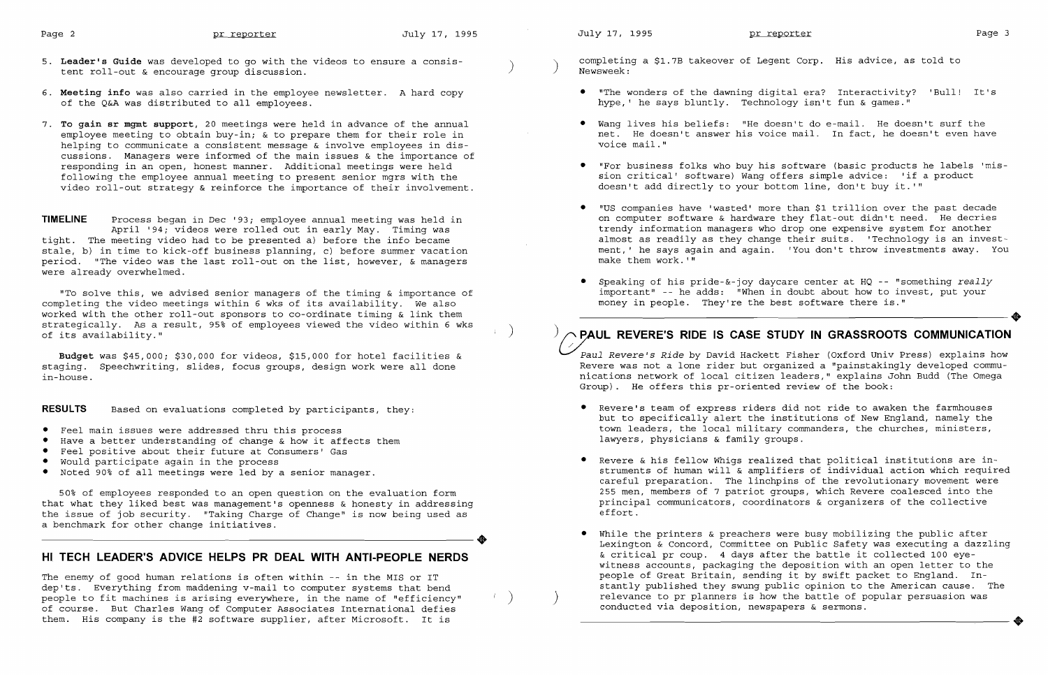5. **Leader's Guide** was developed to go with the videos to ensure a consistent roll-out & encourage group discussion.

6. **Meeting info** was also carried in the employee newsletter. A hard copy of the Q&A was distributed to all employees.

7. **To gain sr mgmt support**, 20 meetings were held in advance of the annual employee meeting to obtain buy-in; & to prepare them for their role in helping to communicate a consistent message & involve employees in discussions. Managers were informed of the main issues & the importance of responding in an open, honest manner. Additional meetings were held following the employee annual meeting to present senior mgrs with the video roll-out strategy & reinforce the importance of their involvement.

**TIMELINE** Process began in Dec '93; employee annual meeting was held in April '94; videos were rolled out in early May. Timing was tight. The meeting video had to be presented a) before the info became stale, b) in time to kick-off business planning, c) before summer vacation period. "The video was the last roll-out on the list, however, & managers were already overwhelmed.

"To solve this, we advised senior managers of the timing & importance of completing the video meetings within 6 wks of its availability. We also worked with the other roll-out sponsors to co-ordinate timing & link them strategically. As a result, 95% of employees viewed the video within 6 wks of its availability."

**Budget** was $45,000; $30,000 for videos, $15,000 for hotel facilities & staging. Speechwriting, slides, focus groups, design work were all done in-house.

**RESULTS** Based on evaluations completed by participants, they:

- Feel main issues were addressed thru this process
- Have a better understanding of change & how it affects them
- Feel positive about their future at Consumers' Gas
- Would participate again in the process
- Noted 90% of all meetings were led by a senior manager.

50% of employees responded to an open question on the evaluation form that what they liked best was management's openness & honesty in addressing the issue of job security. "Taking Charge of Change" is now being used as a benchmark for other change initiatives.

## HI TECH LEADER'S ADVICE HELPS PR DEAL WITH ANTI-PEOPLE NERDS

The enemy of good human relations is often within -- in the MIS or IT dep'ts. Everything from maddening v-mail to computer systems that bend people to fit machines is arising everywhere, in the name of "efficiency" of course. But Charles Wang of Computer Associates International defies them. His company is the #2 software supplier, after Microsoft. It is completing a $1.7B takeover of Legent Corp. His advice, as told to Newsweek:

- "The wonders of the dawning digital era? Interactivity? 'Bull! It's hype,' he says bluntly. Technology isn't fun & games."
- Wang lives his beliefs: "He doesn't do e-mail. He doesn't surf the net. He doesn't answer his voice mail. In fact, he doesn't even have voice mail."
- "For business folks who buy his software (basic products he labels 'mission critical' software) Wang offers simple advice: 'if a product doesn't add directly to your bottom line, don't buy it.'"
- "US companies have 'wasted' more than $1 trillion over the past decade on computer software & hardware they flat-out didn't need. He decries trendy information managers who drop one expensive system for another almost as readily as they change their suits. 'Technology is an investment,' he says again and again. 'You don't throw investments away. You make them work.'"
- Speaking of his pride-&-joy daycare center at HQ -- "something *really* important" -- he adds: "When in doubt about how to invest, put your money in people. They're the best software there is."

## PAUL REVERE'S RIDE IS CASE STUDY IN GRASSROOTS COMMUNICATION

*Paul Revere's Ride* by David Hackett Fisher (Oxford Univ Press) explains how Revere was not a lone rider but organized a "painstakingly developed communications network of local citizen leaders," explains John Budd (The Omega Group). He offers this pr-oriented review of the book:

- Revere's team of express riders did not ride to awaken the farmhouses but to specifically alert the institutions of New England, namely the town leaders, the local military commanders, the churches, ministers, lawyers, physicians & family groups.
- Revere & his fellow Whigs realized that political institutions are instruments of human will & amplifiers of individual action which required careful preparation. The linchpins of the revolutionary movement were 255 men, members of 7 patriot groups, which Revere coalesced into the principal communicators, coordinators & organizers of the collective effort.
- While the printers & preachers were busy mobilizing the public after Lexington & Concord, Committee on Public Safety was executing a dazzling & critical pr coup. 4 days after the battle it collected 100 eyewitness accounts, packaging the deposition with an open letter to the people of Great Britain, sending it by swift packet to England. Instantly published they swung public opinion to the American cause. The relevance to pr planners is how the battle of popular persuasion was conducted via deposition, newspapers & sermons.